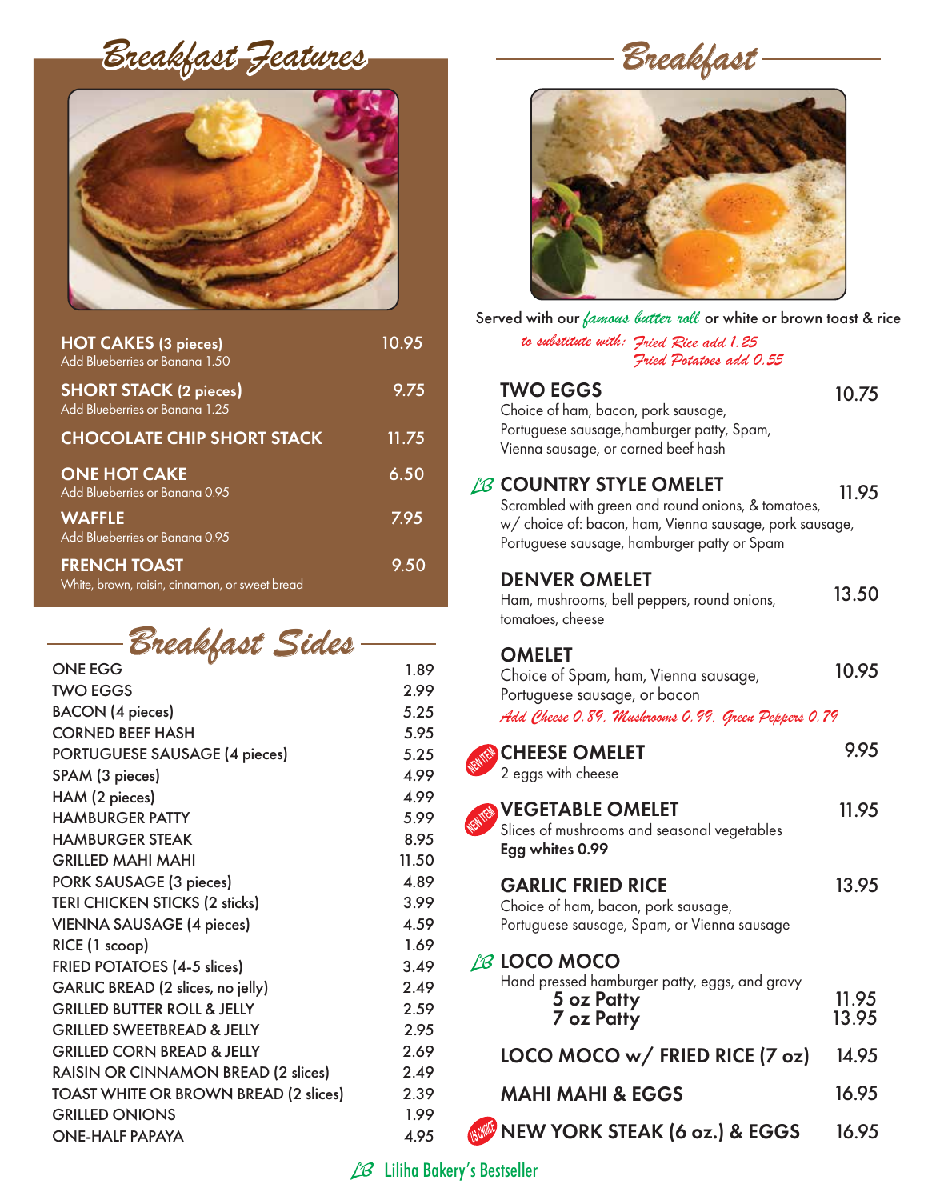# Breakfast Features

**HOT CAKES (3 pieces)** — 10.95
Add Blueberries or Banana 1.50

**SHORT STACK (2 pieces)** — 9.75
Add Blueberries or Banana 1.25

**CHOCOLATE CHIP SHORT STACK** — 11.75

**ONE HOT CAKE** — 6.50
Add Blueberries or Banana 0.95

**WAFFLE** — 7.95
Add Blueberries or Banana 0.95

**FRENCH TOAST** — 9.50
White, brown, raisin, cinnamon, or sweet bread

# Breakfast Sides

| Item | Price |
|---|---|
| ONE EGG | 1.89 |
| TWO EGGS | 2.99 |
| BACON (4 pieces) | 5.25 |
| CORNED BEEF HASH | 5.95 |
| PORTUGUESE SAUSAGE (4 pieces) | 5.25 |
| SPAM (3 pieces) | 4.99 |
| HAM (2 pieces) | 4.99 |
| HAMBURGER PATTY | 5.99 |
| HAMBURGER STEAK | 8.95 |
| GRILLED MAHI MAHI | 11.50 |
| PORK SAUSAGE (3 pieces) | 4.89 |
| TERI CHICKEN STICKS (2 sticks) | 3.99 |
| VIENNA SAUSAGE (4 pieces) | 4.59 |
| RICE (1 scoop) | 1.69 |
| FRIED POTATOES (4-5 slices) | 3.49 |
| GARLIC BREAD (2 slices, no jelly) | 2.49 |
| GRILLED BUTTER ROLL & JELLY | 2.59 |
| GRILLED SWEETBREAD & JELLY | 2.95 |
| GRILLED CORN BREAD & JELLY | 2.69 |
| RAISIN OR CINNAMON BREAD (2 slices) | 2.49 |
| TOAST WHITE OR BROWN BREAD (2 slices) | 2.39 |
| GRILLED ONIONS | 1.99 |
| ONE-HALF PAPAYA | 4.95 |

# Breakfast

Served with our *famous butter roll* or white or brown toast & rice

*to substitute with: Fried Rice add 1.25*
*Fried Potatoes add 0.55*

**TWO EGGS** — 10.75
Choice of ham, bacon, pork sausage, Portuguese sausage, hamburger patty, Spam, Vienna sausage, or corned beef hash

LB **COUNTRY STYLE OMELET** — 11.95
Scrambled with green and round onions, & tomatoes, w/ choice of: bacon, ham, Vienna sausage, pork sausage, Portuguese sausage, hamburger patty or Spam

**DENVER OMELET** — 13.50
Ham, mushrooms, bell peppers, round onions, tomatoes, cheese

**OMELET** — 10.95
Choice of Spam, ham, Vienna sausage, Portuguese sausage, or bacon
*Add Cheese 0.89, Mushrooms 0.99, Green Peppers 0.79*

NEW ITEM **CHEESE OMELET** — 9.95
2 eggs with cheese

NEW ITEM **VEGETABLE OMELET** — 11.95
Slices of mushrooms and seasonal vegetables
**Egg whites 0.99**

**GARLIC FRIED RICE** — 13.95
Choice of ham, bacon, pork sausage, Portuguese sausage, Spam, or Vienna sausage

LB **LOCO MOCO**
Hand pressed hamburger patty, eggs, and gravy
- **5 oz Patty** — 11.95
- **7 oz Patty** — 13.95

**LOCO MOCO w/ FRIED RICE (7 oz)** — 14.95

**MAHI MAHI & EGGS** — 16.95

US CHOICE **NEW YORK STEAK (6 oz.) & EGGS** — 16.95

LB Liliha Bakery's Bestseller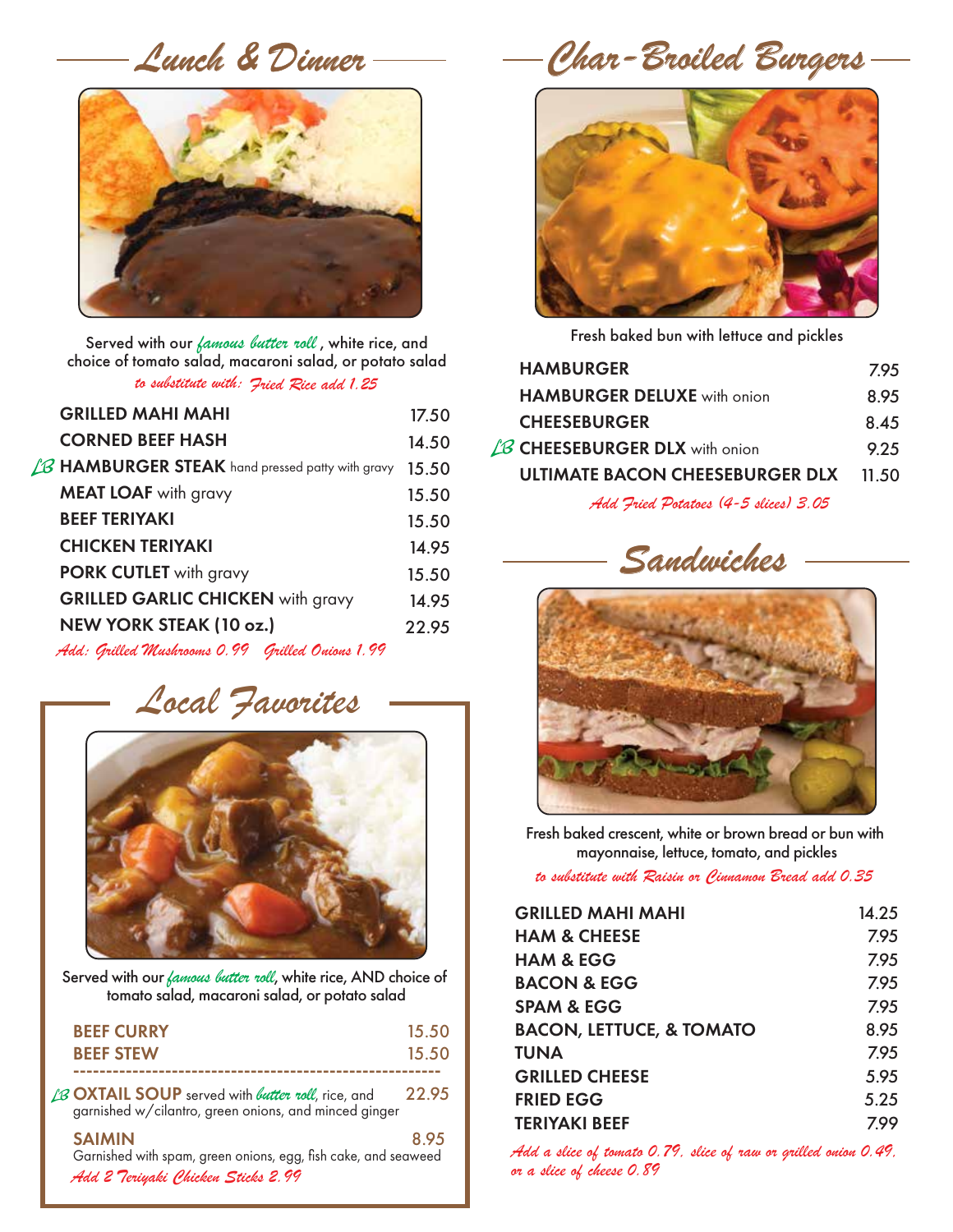## Lunch & Dinner

Served with our *famous butter roll*, white rice, and choice of tomato salad, macaroni salad, or potato salad

*to substitute with: Fried Rice add 1.25*

| Item | Price |
|---|---|
| **GRILLED MAHI MAHI** | 17.50 |
| **CORNED BEEF HASH** | 14.50 |
| LB **HAMBURGER STEAK** hand pressed patty with gravy | 15.50 |
| **MEAT LOAF** with gravy | 15.50 |
| **BEEF TERIYAKI** | 15.50 |
| **CHICKEN TERIYAKI** | 14.95 |
| **PORK CUTLET** with gravy | 15.50 |
| **GRILLED GARLIC CHICKEN** with gravy | 14.95 |
| **NEW YORK STEAK (10 oz.)** | 22.95 |

*Add: Grilled Mushrooms 0.99 Grilled Onions 1.99*

## Local Favorites

Served with our *famous butter roll*, white rice, AND choice of tomato salad, macaroni salad, or potato salad

| Item | Price |
|---|---|
| **BEEF CURRY** | 15.50 |
| **BEEF STEW** | 15.50 |
| LB **OXTAIL SOUP** served with *butter roll*, rice, and garnished w/cilantro, green onions, and minced ginger | 22.95 |
| **SAIMIN** Garnished with spam, green onions, egg, fish cake, and seaweed | 8.95 |

*Add 2 Teriyaki Chicken Sticks 2.99*

## Char-Broiled Burgers

Fresh baked bun with lettuce and pickles

| Item | Price |
|---|---|
| **HAMBURGER** | 7.95 |
| **HAMBURGER DELUXE** with onion | 8.95 |
| **CHEESEBURGER** | 8.45 |
| LB **CHEESEBURGER DLX** with onion | 9.25 |
| **ULTIMATE BACON CHEESEBURGER DLX** | 11.50 |

*Add Fried Potatoes (4-5 slices) 3.05*

## Sandwiches

Fresh baked crescent, white or brown bread or bun with mayonnaise, lettuce, tomato, and pickles

*to substitute with Raisin or Cinnamon Bread add 0.35*

| Item | Price |
|---|---|
| **GRILLED MAHI MAHI** | 14.25 |
| **HAM & CHEESE** | 7.95 |
| **HAM & EGG** | 7.95 |
| **BACON & EGG** | 7.95 |
| **SPAM & EGG** | 7.95 |
| **BACON, LETTUCE, & TOMATO** | 8.95 |
| **TUNA** | 7.95 |
| **GRILLED CHEESE** | 5.95 |
| **FRIED EGG** | 5.25 |
| **TERIYAKI BEEF** | 7.99 |

*Add a slice of tomato 0.79, slice of raw or grilled onion 0.49, or a slice of cheese 0.89*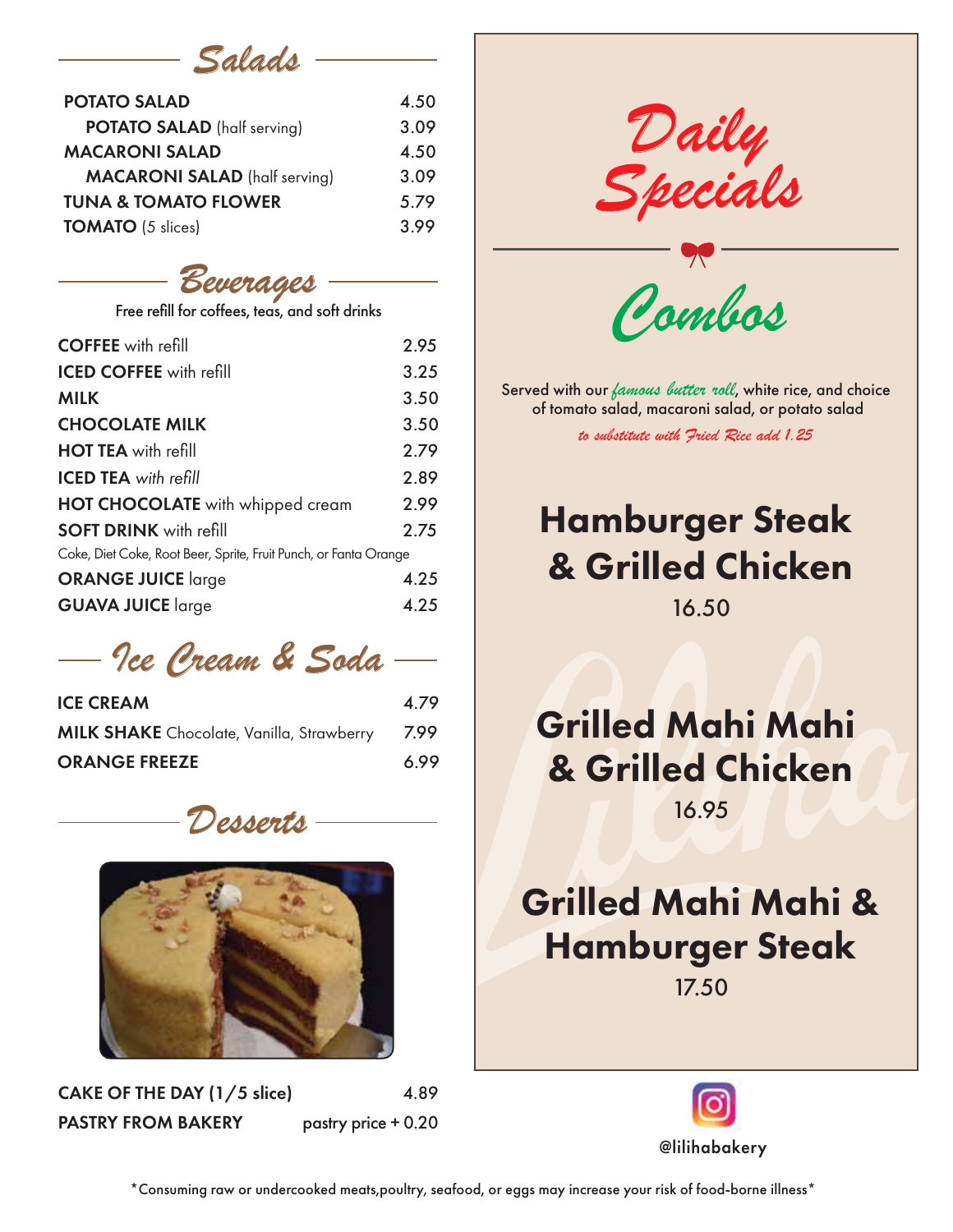## Salads

| Item | Price |
| --- | --- |
| **POTATO SALAD** | 4.50 |
| **POTATO SALAD** (half serving) | 3.09 |
| **MACARONI SALAD** | 4.50 |
| **MACARONI SALAD** (half serving) | 3.09 |
| **TUNA & TOMATO FLOWER** | 5.79 |
| **TOMATO** (5 slices) | 3.99 |

## Beverages

Free refill for coffees, teas, and soft drinks

| Item | Price |
| --- | --- |
| **COFFEE** with refill | 2.95 |
| **ICED COFFEE** with refill | 3.25 |
| **MILK** | 3.50 |
| **CHOCOLATE MILK** | 3.50 |
| **HOT TEA** with refill | 2.79 |
| **ICED TEA** *with refill* | 2.89 |
| **HOT CHOCOLATE** with whipped cream | 2.99 |
| **SOFT DRINK** with refill | 2.75 |
| Coke, Diet Coke, Root Beer, Sprite, Fruit Punch, or Fanta Orange | |
| **ORANGE JUICE** large | 4.25 |
| **GUAVA JUICE** large | 4.25 |

## Ice Cream & Soda

| Item | Price |
| --- | --- |
| **ICE CREAM** | 4.79 |
| **MILK SHAKE** Chocolate, Vanilla, Strawberry | 7.99 |
| **ORANGE FREEZE** | 6.99 |

## Desserts

| Item | Price |
| --- | --- |
| **CAKE OF THE DAY (1/5 slice)** | 4.89 |
| **PASTRY FROM BAKERY** | pastry price + 0.20 |

# Daily Specials

## Combos

Served with our *famous butter roll*, white rice, and choice of tomato salad, macaroni salad, or potato salad

*to substitute with Fried Rice add 1.25*

### Hamburger Steak & Grilled Chicken
16.50

### Grilled Mahi Mahi & Grilled Chicken
16.95

### Grilled Mahi Mahi & Hamburger Steak
17.50

@lilihabakery

*Consuming raw or undercooked meats,poultry, seafood, or eggs may increase your risk of food-borne illness*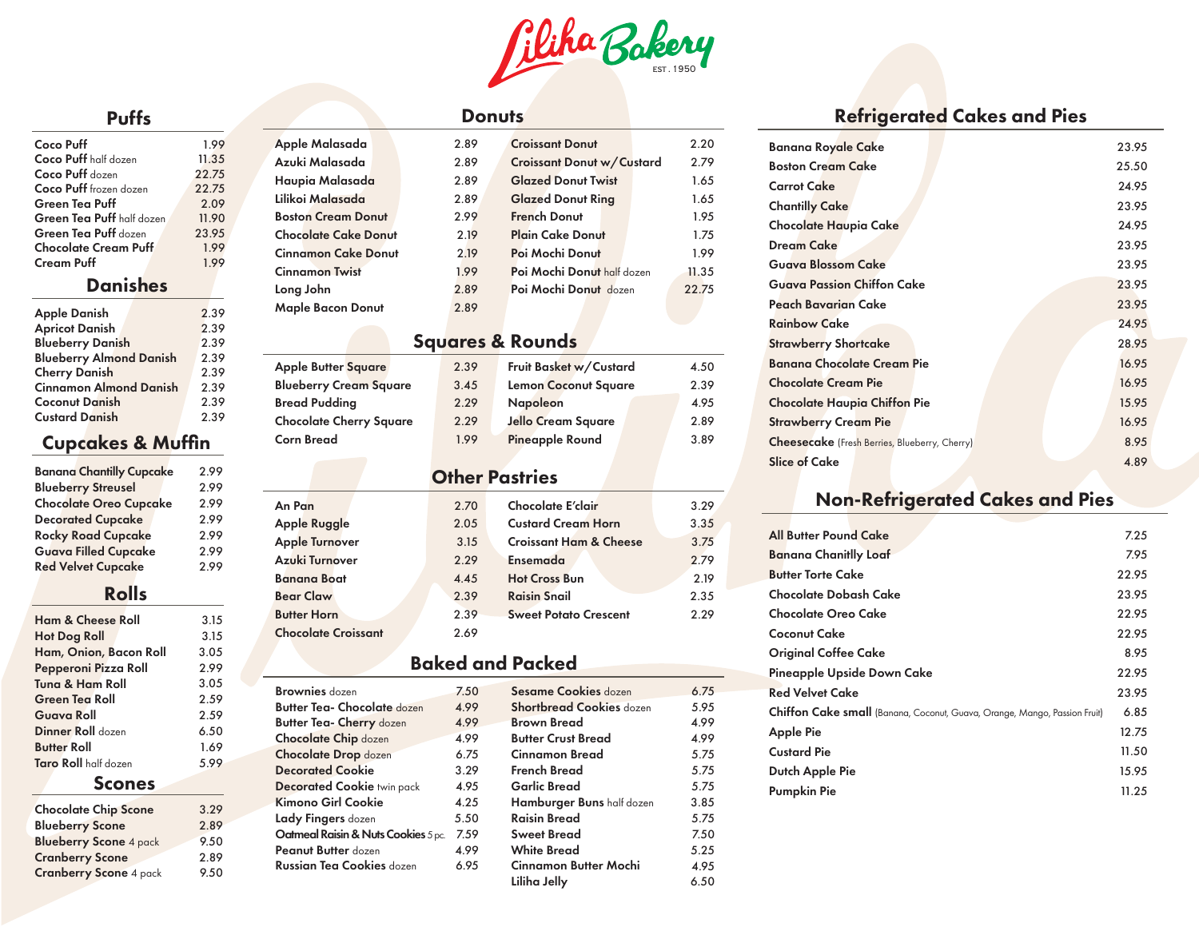# Liliha Bakery

EST. 1950

## Puffs

| | |
|---|---|
| Coco Puff | 1.99 |
| Coco Puff half dozen | 11.35 |
| Coco Puff dozen | 22.75 |
| Coco Puff frozen dozen | 22.75 |
| Green Tea Puff | 2.09 |
| Green Tea Puff half dozen | 11.90 |
| Green Tea Puff dozen | 23.95 |
| Chocolate Cream Puff | 1.99 |
| Cream Puff | 1.99 |

## Danishes

| | |
|---|---|
| Apple Danish | 2.39 |
| Apricot Danish | 2.39 |
| Blueberry Danish | 2.39 |
| Blueberry Almond Danish | 2.39 |
| Cherry Danish | 2.39 |
| Cinnamon Almond Danish | 2.39 |
| Coconut Danish | 2.39 |
| Custard Danish | 2.39 |

## Cupcakes & Muffin

| | |
|---|---|
| Banana Chantilly Cupcake | 2.99 |
| Blueberry Streusel | 2.99 |
| Chocolate Oreo Cupcake | 2.99 |
| Decorated Cupcake | 2.99 |
| Rocky Road Cupcake | 2.99 |
| Guava Filled Cupcake | 2.99 |
| Red Velvet Cupcake | 2.99 |

## Rolls

| | |
|---|---|
| Ham & Cheese Roll | 3.15 |
| Hot Dog Roll | 3.15 |
| Ham, Onion, Bacon Roll | 3.05 |
| Pepperoni Pizza Roll | 2.99 |
| Tuna & Ham Roll | 3.05 |
| Green Tea Roll | 2.59 |
| Guava Roll | 2.59 |
| Dinner Roll dozen | 6.50 |
| Butter Roll | 1.69 |
| Taro Roll half dozen | 5.99 |

## Scones

| | |
|---|---|
| Chocolate Chip Scone | 3.29 |
| Blueberry Scone | 2.89 |
| Blueberry Scone 4 pack | 9.50 |
| Cranberry Scone | 2.89 |
| Cranberry Scone 4 pack | 9.50 |

## Donuts

| | | | |
|---|---|---|---|
| Apple Malasada | 2.89 | Croissant Donut | 2.20 |
| Azuki Malasada | 2.89 | Croissant Donut w/Custard | 2.79 |
| Haupia Malasada | 2.89 | Glazed Donut Twist | 1.65 |
| Lilikoi Malasada | 2.89 | Glazed Donut Ring | 1.65 |
| Boston Cream Donut | 2.99 | French Donut | 1.95 |
| Chocolate Cake Donut | 2.19 | Plain Cake Donut | 1.75 |
| Cinnamon Cake Donut | 2.19 | Poi Mochi Donut | 1.99 |
| Cinnamon Twist | 1.99 | Poi Mochi Donut half dozen | 11.35 |
| Long John | 2.89 | Poi Mochi Donut dozen | 22.75 |
| Maple Bacon Donut | 2.89 | | |

## Squares & Rounds

| | | | |
|---|---|---|---|
| Apple Butter Square | 2.39 | Fruit Basket w/Custard | 4.50 |
| Blueberry Cream Square | 3.45 | Lemon Coconut Square | 2.39 |
| Bread Pudding | 2.29 | Napoleon | 4.95 |
| Chocolate Cherry Square | 2.29 | Jello Cream Square | 2.89 |
| Corn Bread | 1.99 | Pineapple Round | 3.89 |

## Other Pastries

| | | | |
|---|---|---|---|
| An Pan | 2.70 | Chocolate E'clair | 3.29 |
| Apple Ruggle | 2.05 | Custard Cream Horn | 3.35 |
| Apple Turnover | 3.15 | Croissant Ham & Cheese | 3.75 |
| Azuki Turnover | 2.29 | Ensemada | 2.79 |
| Banana Boat | 4.45 | Hot Cross Bun | 2.19 |
| Bear Claw | 2.39 | Raisin Snail | 2.35 |
| Butter Horn | 2.39 | Sweet Potato Crescent | 2.29 |
| Chocolate Croissant | 2.69 | | |

## Baked and Packed

| | | | |
|---|---|---|---|
| Brownies dozen | 7.50 | Sesame Cookies dozen | 6.75 |
| Butter Tea- Chocolate dozen | 4.99 | Shortbread Cookies dozen | 5.95 |
| Butter Tea- Cherry dozen | 4.99 | Brown Bread | 4.99 |
| Chocolate Chip dozen | 4.99 | Butter Crust Bread | 4.99 |
| Chocolate Drop dozen | 6.75 | Cinnamon Bread | 5.75 |
| Decorated Cookie | 3.29 | French Bread | 5.75 |
| Decorated Cookie twin pack | 4.95 | Garlic Bread | 5.75 |
| Kimono Girl Cookie | 4.25 | Hamburger Buns half dozen | 3.85 |
| Lady Fingers dozen | 5.50 | Raisin Bread | 5.75 |
| Oatmeal Raisin & Nuts Cookies 5 pc. | 7.59 | Sweet Bread | 7.50 |
| Peanut Butter dozen | 4.99 | White Bread | 5.25 |
| Russian Tea Cookies dozen | 6.95 | Cinnamon Butter Mochi | 4.95 |
| | | Liliha Jelly | 6.50 |

## Refrigerated Cakes and Pies

| | |
|---|---|
| Banana Royale Cake | 23.95 |
| Boston Cream Cake | 25.50 |
| Carrot Cake | 24.95 |
| Chantilly Cake | 23.95 |
| Chocolate Haupia Cake | 24.95 |
| Dream Cake | 23.95 |
| Guava Blossom Cake | 23.95 |
| Guava Passion Chiffon Cake | 23.95 |
| Peach Bavarian Cake | 23.95 |
| Rainbow Cake | 24.95 |
| Strawberry Shortcake | 28.95 |
| Banana Chocolate Cream Pie | 16.95 |
| Chocolate Cream Pie | 16.95 |
| Chocolate Haupia Chiffon Pie | 15.95 |
| Strawberry Cream Pie | 16.95 |
| Cheesecake (Fresh Berries, Blueberry, Cherry) | 8.95 |
| Slice of Cake | 4.89 |

## Non-Refrigerated Cakes and Pies

| | |
|---|---|
| All Butter Pound Cake | 7.25 |
| Banana Chanitlly Loaf | 7.95 |
| Butter Torte Cake | 22.95 |
| Chocolate Dobash Cake | 23.95 |
| Chocolate Oreo Cake | 22.95 |
| Coconut Cake | 22.95 |
| Original Coffee Cake | 8.95 |
| Pineapple Upside Down Cake | 22.95 |
| Red Velvet Cake | 23.95 |
| Chiffon Cake small (Banana, Coconut, Guava, Orange, Mango, Passion Fruit) | 6.85 |
| Apple Pie | 12.75 |
| Custard Pie | 11.50 |
| Dutch Apple Pie | 15.95 |
| Pumpkin Pie | 11.25 |